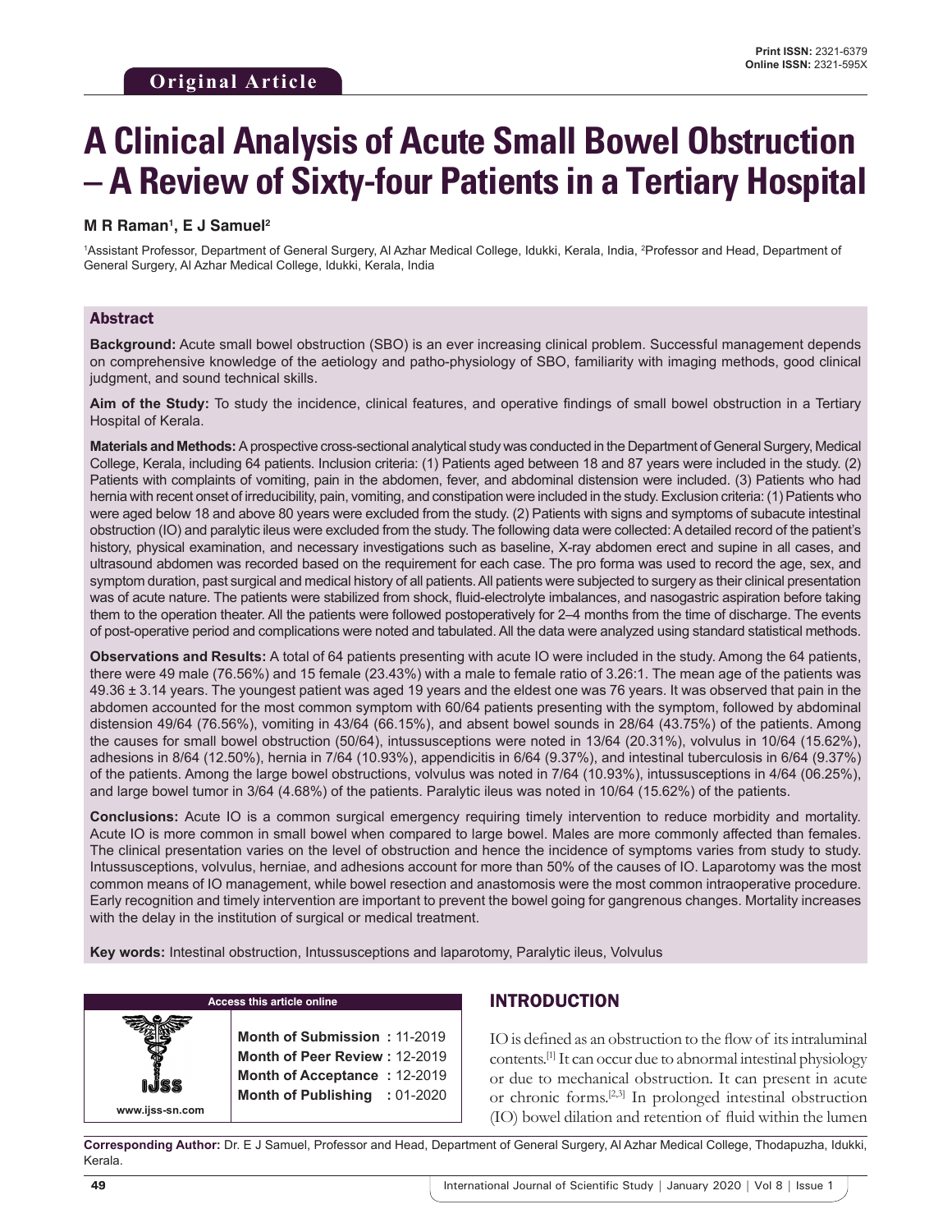Original Article

# A Clinical Analysis of Acute Small Bowel Obstruction – A Review of Sixty-four Patients in a Tertiary Hospital

**M R Raman[1], E J Samuel[2]**

[1]Assistant Professor, Department of General Surgery, Al Azhar Medical College, Idukki, Kerala, India, [2]Professor and Head, Department of General Surgery, Al Azhar Medical College, Idukki, Kerala, India

## Abstract

**Background:** Acute small bowel obstruction (SBO) is an ever increasing clinical problem. Successful management depends on comprehensive knowledge of the aetiology and patho-physiology of SBO, familiarity with imaging methods, good clinical judgment, and sound technical skills.

**Aim of the Study:** To study the incidence, clinical features, and operative findings of small bowel obstruction in a Tertiary Hospital of Kerala.

**Materials and Methods:** A prospective cross-sectional analytical study was conducted in the Department of General Surgery, Medical College, Kerala, including 64 patients. Inclusion criteria: (1) Patients aged between 18 and 87 years were included in the study. (2) Patients with complaints of vomiting, pain in the abdomen, fever, and abdominal distension were included. (3) Patients who had hernia with recent onset of irreducibility, pain, vomiting, and constipation were included in the study. Exclusion criteria: (1) Patients who were aged below 18 and above 80 years were excluded from the study. (2) Patients with signs and symptoms of subacute intestinal obstruction (IO) and paralytic ileus were excluded from the study. The following data were collected: A detailed record of the patient's history, physical examination, and necessary investigations such as baseline, X-ray abdomen erect and supine in all cases, and ultrasound abdomen was recorded based on the requirement for each case. The pro forma was used to record the age, sex, and symptom duration, past surgical and medical history of all patients. All patients were subjected to surgery as their clinical presentation was of acute nature. The patients were stabilized from shock, fluid-electrolyte imbalances, and nasogastric aspiration before taking them to the operation theater. All the patients were followed postoperatively for 2–4 months from the time of discharge. The events of post-operative period and complications were noted and tabulated. All the data were analyzed using standard statistical methods.

**Observations and Results:** A total of 64 patients presenting with acute IO were included in the study. Among the 64 patients, there were 49 male (76.56%) and 15 female (23.43%) with a male to female ratio of 3.26:1. The mean age of the patients was 49.36 ± 3.14 years. The youngest patient was aged 19 years and the eldest one was 76 years. It was observed that pain in the abdomen accounted for the most common symptom with 60/64 patients presenting with the symptom, followed by abdominal distension 49/64 (76.56%), vomiting in 43/64 (66.15%), and absent bowel sounds in 28/64 (43.75%) of the patients. Among the causes for small bowel obstruction (50/64), intussusceptions were noted in 13/64 (20.31%), volvulus in 10/64 (15.62%), adhesions in 8/64 (12.50%), hernia in 7/64 (10.93%), appendicitis in 6/64 (9.37%), and intestinal tuberculosis in 6/64 (9.37%) of the patients. Among the large bowel obstructions, volvulus was noted in 7/64 (10.93%), intussusceptions in 4/64 (06.25%), and large bowel tumor in 3/64 (4.68%) of the patients. Paralytic ileus was noted in 10/64 (15.62%) of the patients.

**Conclusions:** Acute IO is a common surgical emergency requiring timely intervention to reduce morbidity and mortality. Acute IO is more common in small bowel when compared to large bowel. Males are more commonly affected than females. The clinical presentation varies on the level of obstruction and hence the incidence of symptoms varies from study to study. Intussusceptions, volvulus, herniae, and adhesions account for more than 50% of the causes of IO. Laparotomy was the most common means of IO management, while bowel resection and anastomosis were the most common intraoperative procedure. Early recognition and timely intervention are important to prevent the bowel going for gangrenous changes. Mortality increases with the delay in the institution of surgical or medical treatment.

**Key words:** Intestinal obstruction, Intussusceptions and laparotomy, Paralytic ileus, Volvulus

Access this article online

www.ijss-sn.com

**Month of Submission :** 11-2019
**Month of Peer Review :** 12-2019
**Month of Acceptance :** 12-2019
**Month of Publishing :** 01-2020

## INTRODUCTION

IO is defined as an obstruction to the flow of its intraluminal contents.[1] It can occur due to abnormal intestinal physiology or due to mechanical obstruction. It can present in acute or chronic forms.[2,3] In prolonged intestinal obstruction (IO) bowel dilation and retention of fluid within the lumen

**Corresponding Author:** Dr. E J Samuel, Professor and Head, Department of General Surgery, Al Azhar Medical College, Thodapuzha, Idukki, Kerala.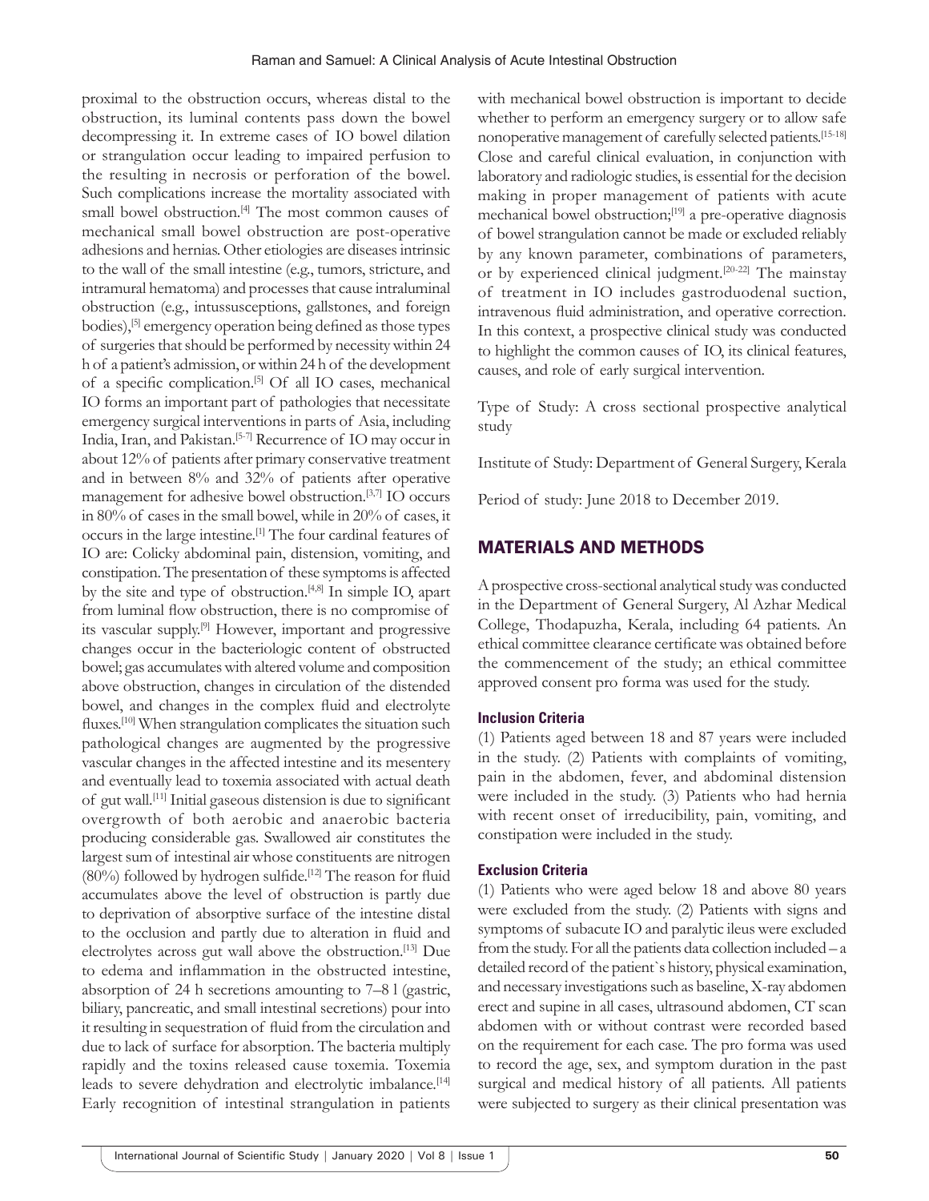proximal to the obstruction occurs, whereas distal to the obstruction, its luminal contents pass down the bowel decompressing it. In extreme cases of IO bowel dilation or strangulation occur leading to impaired perfusion to the resulting in necrosis or perforation of the bowel. Such complications increase the mortality associated with small bowel obstruction.[4] The most common causes of mechanical small bowel obstruction are post-operative adhesions and hernias. Other etiologies are diseases intrinsic to the wall of the small intestine (e.g., tumors, stricture, and intramural hematoma) and processes that cause intraluminal obstruction (e.g., intussusceptions, gallstones, and foreign bodies),[5] emergency operation being defined as those types of surgeries that should be performed by necessity within 24 h of a patient's admission, or within 24 h of the development of a specific complication.[5] Of all IO cases, mechanical IO forms an important part of pathologies that necessitate emergency surgical interventions in parts of Asia, including India, Iran, and Pakistan.[5-7] Recurrence of IO may occur in about 12% of patients after primary conservative treatment and in between 8% and 32% of patients after operative management for adhesive bowel obstruction.[3,7] IO occurs in 80% of cases in the small bowel, while in 20% of cases, it occurs in the large intestine.[1] The four cardinal features of IO are: Colicky abdominal pain, distension, vomiting, and constipation. The presentation of these symptoms is affected by the site and type of obstruction.[4,8] In simple IO, apart from luminal flow obstruction, there is no compromise of its vascular supply.[9] However, important and progressive changes occur in the bacteriologic content of obstructed bowel; gas accumulates with altered volume and composition above obstruction, changes in circulation of the distended bowel, and changes in the complex fluid and electrolyte fluxes.[10] When strangulation complicates the situation such pathological changes are augmented by the progressive vascular changes in the affected intestine and its mesentery and eventually lead to toxemia associated with actual death of gut wall.[11] Initial gaseous distension is due to significant overgrowth of both aerobic and anaerobic bacteria producing considerable gas. Swallowed air constitutes the largest sum of intestinal air whose constituents are nitrogen (80%) followed by hydrogen sulfide.[12] The reason for fluid accumulates above the level of obstruction is partly due to deprivation of absorptive surface of the intestine distal to the occlusion and partly due to alteration in fluid and electrolytes across gut wall above the obstruction.[13] Due to edema and inflammation in the obstructed intestine, absorption of 24 h secretions amounting to 7–8 l (gastric, biliary, pancreatic, and small intestinal secretions) pour into it resulting in sequestration of fluid from the circulation and due to lack of surface for absorption. The bacteria multiply rapidly and the toxins released cause toxemia. Toxemia leads to severe dehydration and electrolytic imbalance.[14] Early recognition of intestinal strangulation in patients with mechanical bowel obstruction is important to decide whether to perform an emergency surgery or to allow safe nonoperative management of carefully selected patients.[15-18] Close and careful clinical evaluation, in conjunction with laboratory and radiologic studies, is essential for the decision making in proper management of patients with acute mechanical bowel obstruction;[19] a pre-operative diagnosis of bowel strangulation cannot be made or excluded reliably by any known parameter, combinations of parameters, or by experienced clinical judgment.[20-22] The mainstay of treatment in IO includes gastroduodenal suction, intravenous fluid administration, and operative correction. In this context, a prospective clinical study was conducted to highlight the common causes of IO, its clinical features, causes, and role of early surgical intervention.

Type of Study: A cross sectional prospective analytical study

Institute of Study: Department of General Surgery, Kerala

Period of study: June 2018 to December 2019.

## MATERIALS AND METHODS

A prospective cross-sectional analytical study was conducted in the Department of General Surgery, Al Azhar Medical College, Thodapuzha, Kerala, including 64 patients. An ethical committee clearance certificate was obtained before the commencement of the study; an ethical committee approved consent pro forma was used for the study.

### Inclusion Criteria

(1) Patients aged between 18 and 87 years were included in the study. (2) Patients with complaints of vomiting, pain in the abdomen, fever, and abdominal distension were included in the study. (3) Patients who had hernia with recent onset of irreducibility, pain, vomiting, and constipation were included in the study.

### Exclusion Criteria

(1) Patients who were aged below 18 and above 80 years were excluded from the study. (2) Patients with signs and symptoms of subacute IO and paralytic ileus were excluded from the study. For all the patients data collection included – a detailed record of the patient`s history, physical examination, and necessary investigations such as baseline, X-ray abdomen erect and supine in all cases, ultrasound abdomen, CT scan abdomen with or without contrast were recorded based on the requirement for each case. The pro forma was used to record the age, sex, and symptom duration in the past surgical and medical history of all patients. All patients were subjected to surgery as their clinical presentation was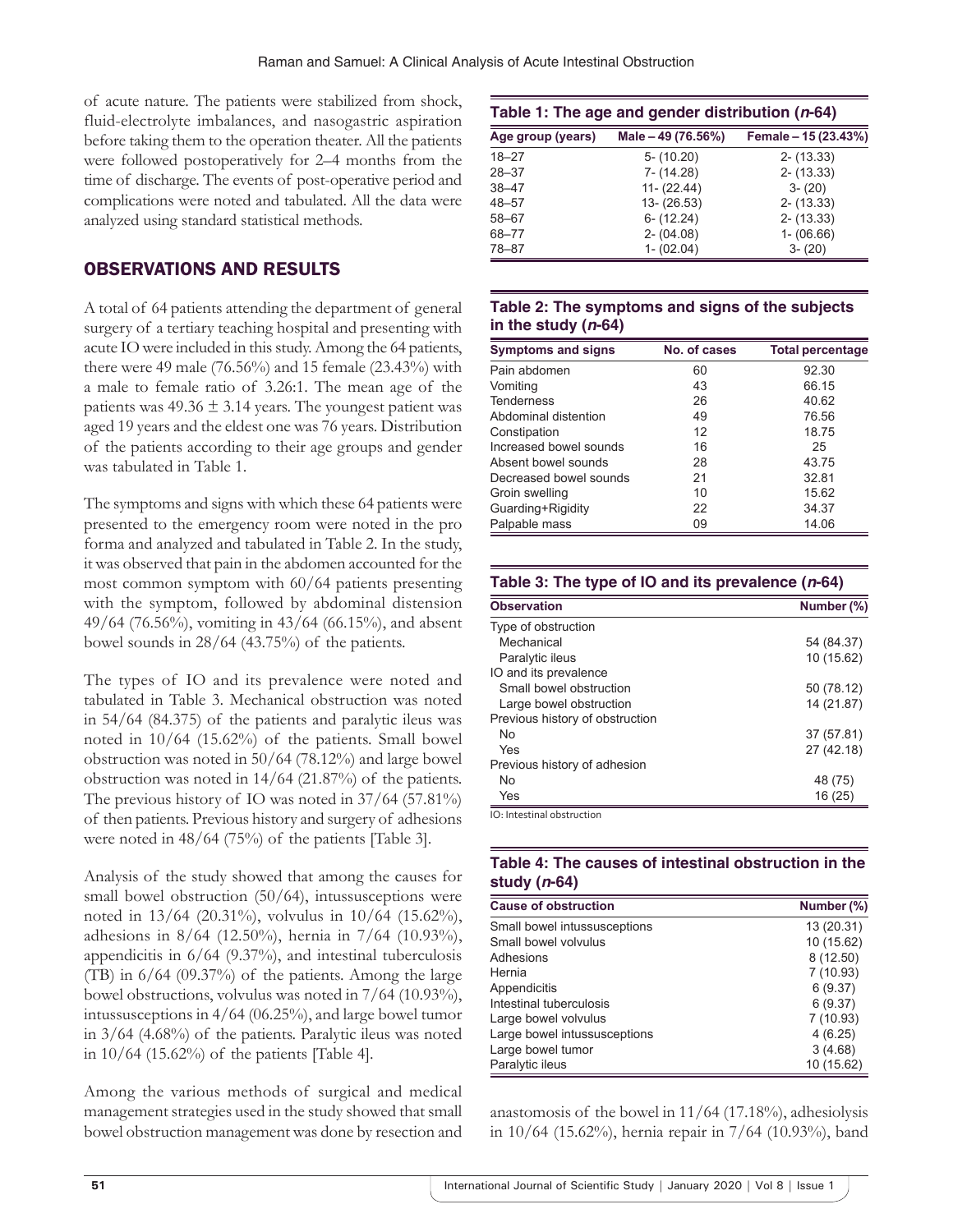of acute nature. The patients were stabilized from shock, fluid-electrolyte imbalances, and nasogastric aspiration before taking them to the operation theater. All the patients were followed postoperatively for 2–4 months from the time of discharge. The events of post-operative period and complications were noted and tabulated. All the data were analyzed using standard statistical methods.

## OBSERVATIONS AND RESULTS

A total of 64 patients attending the department of general surgery of a tertiary teaching hospital and presenting with acute IO were included in this study. Among the 64 patients, there were 49 male (76.56%) and 15 female (23.43%) with a male to female ratio of 3.26:1. The mean age of the patients was 49.36 ± 3.14 years. The youngest patient was aged 19 years and the eldest one was 76 years. Distribution of the patients according to their age groups and gender was tabulated in Table 1.

The symptoms and signs with which these 64 patients were presented to the emergency room were noted in the pro forma and analyzed and tabulated in Table 2. In the study, it was observed that pain in the abdomen accounted for the most common symptom with 60/64 patients presenting with the symptom, followed by abdominal distension 49/64 (76.56%), vomiting in 43/64 (66.15%), and absent bowel sounds in 28/64 (43.75%) of the patients.

The types of IO and its prevalence were noted and tabulated in Table 3. Mechanical obstruction was noted in 54/64 (84.375) of the patients and paralytic ileus was noted in 10/64 (15.62%) of the patients. Small bowel obstruction was noted in 50/64 (78.12%) and large bowel obstruction was noted in 14/64 (21.87%) of the patients. The previous history of IO was noted in 37/64 (57.81%) of then patients. Previous history and surgery of adhesions were noted in 48/64 (75%) of the patients [Table 3].

Analysis of the study showed that among the causes for small bowel obstruction (50/64), intussusceptions were noted in 13/64 (20.31%), volvulus in 10/64 (15.62%), adhesions in 8/64 (12.50%), hernia in 7/64 (10.93%), appendicitis in 6/64 (9.37%), and intestinal tuberculosis (TB) in 6/64 (09.37%) of the patients. Among the large bowel obstructions, volvulus was noted in 7/64 (10.93%), intussusceptions in 4/64 (06.25%), and large bowel tumor in 3/64 (4.68%) of the patients. Paralytic ileus was noted in 10/64 (15.62%) of the patients [Table 4].

Among the various methods of surgical and medical management strategies used in the study showed that small bowel obstruction management was done by resection and anastomosis of the bowel in 11/64 (17.18%), adhesiolysis in 10/64 (15.62%), hernia repair in 7/64 (10.93%), band

**Table 1: The age and gender distribution (*n*-64)**

| Age group (years) | Male – 49 (76.56%) | Female – 15 (23.43%) |
|---|---|---|
| 18–27 | 5- (10.20) | 2- (13.33) |
| 28–37 | 7- (14.28) | 2- (13.33) |
| 38–47 | 11- (22.44) | 3- (20) |
| 48–57 | 13- (26.53) | 2- (13.33) |
| 58–67 | 6- (12.24) | 2- (13.33) |
| 68–77 | 2- (04.08) | 1- (06.66) |
| 78–87 | 1- (02.04) | 3- (20) |

**Table 2: The symptoms and signs of the subjects in the study (*n*-64)**

| Symptoms and signs | No. of cases | Total percentage |
|---|---|---|
| Pain abdomen | 60 | 92.30 |
| Vomiting | 43 | 66.15 |
| Tenderness | 26 | 40.62 |
| Abdominal distention | 49 | 76.56 |
| Constipation | 12 | 18.75 |
| Increased bowel sounds | 16 | 25 |
| Absent bowel sounds | 28 | 43.75 |
| Decreased bowel sounds | 21 | 32.81 |
| Groin swelling | 10 | 15.62 |
| Guarding+Rigidity | 22 | 34.37 |
| Palpable mass | 09 | 14.06 |

**Table 3: The type of IO and its prevalence (*n*-64)**

| Observation | Number (%) |
|---|---|
| Type of obstruction | |
| Mechanical | 54 (84.37) |
| Paralytic ileus | 10 (15.62) |
| IO and its prevalence | |
| Small bowel obstruction | 50 (78.12) |
| Large bowel obstruction | 14 (21.87) |
| Previous history of obstruction | |
| No | 37 (57.81) |
| Yes | 27 (42.18) |
| Previous history of adhesion | |
| No | 48 (75) |
| Yes | 16 (25) |

IO: Intestinal obstruction

**Table 4: The causes of intestinal obstruction in the study (*n*-64)**

| Cause of obstruction | Number (%) |
|---|---|
| Small bowel intussusceptions | 13 (20.31) |
| Small bowel volvulus | 10 (15.62) |
| Adhesions | 8 (12.50) |
| Hernia | 7 (10.93) |
| Appendicitis | 6 (9.37) |
| Intestinal tuberculosis | 6 (9.37) |
| Large bowel volvulus | 7 (10.93) |
| Large bowel intussusceptions | 4 (6.25) |
| Large bowel tumor | 3 (4.68) |
| Paralytic ileus | 10 (15.62) |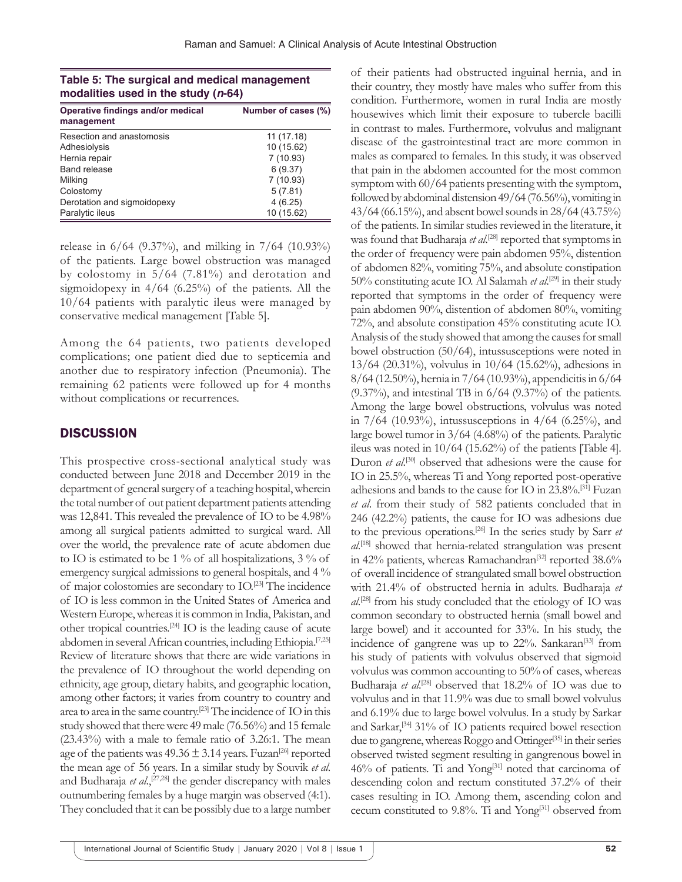**Table 5: The surgical and medical management modalities used in the study (*n*-64)**

| Operative findings and/or medical management | Number of cases (%) |
|---|---|
| Resection and anastomosis | 11 (17.18) |
| Adhesiolysis | 10 (15.62) |
| Hernia repair | 7 (10.93) |
| Band release | 6 (9.37) |
| Milking | 7 (10.93) |
| Colostomy | 5 (7.81) |
| Derotation and sigmoidopexy | 4 (6.25) |
| Paralytic ileus | 10 (15.62) |

release in 6/64 (9.37%), and milking in 7/64 (10.93%) of the patients. Large bowel obstruction was managed by colostomy in 5/64 (7.81%) and derotation and sigmoidopexy in 4/64 (6.25%) of the patients. All the 10/64 patients with paralytic ileus were managed by conservative medical management [Table 5].

Among the 64 patients, two patients developed complications; one patient died due to septicemia and another due to respiratory infection (Pneumonia). The remaining 62 patients were followed up for 4 months without complications or recurrences.

## DISCUSSION

This prospective cross-sectional analytical study was conducted between June 2018 and December 2019 in the department of general surgery of a teaching hospital, wherein the total number of out patient department patients attending was 12,841. This revealed the prevalence of IO to be 4.98% among all surgical patients admitted to surgical ward. All over the world, the prevalence rate of acute abdomen due to IO is estimated to be 1 % of all hospitalizations, 3 % of emergency surgical admissions to general hospitals, and 4 % of major colostomies are secondary to IO.[23] The incidence of IO is less common in the United States of America and Western Europe, whereas it is common in India, Pakistan, and other tropical countries.[24] IO is the leading cause of acute abdomen in several African countries, including Ethiopia.[7,25] Review of literature shows that there are wide variations in the prevalence of IO throughout the world depending on ethnicity, age group, dietary habits, and geographic location, among other factors; it varies from country to country and area to area in the same country.[23] The incidence of IO in this study showed that there were 49 male (76.56%) and 15 female (23.43%) with a male to female ratio of 3.26:1. The mean age of the patients was 49.36 ± 3.14 years. Fuzan[26] reported the mean age of 56 years. In a similar study by Souvik *et al*. and Budharaja *et al*.,[27,28] the gender discrepancy with males outnumbering females by a huge margin was observed (4:1). They concluded that it can be possibly due to a large number of their patients had obstructed inguinal hernia, and in their country, they mostly have males who suffer from this condition. Furthermore, women in rural India are mostly housewives which limit their exposure to tubercle bacilli in contrast to males. Furthermore, volvulus and malignant disease of the gastrointestinal tract are more common in males as compared to females. In this study, it was observed that pain in the abdomen accounted for the most common symptom with 60/64 patients presenting with the symptom, followed by abdominal distension 49/64 (76.56%), vomiting in 43/64 (66.15%), and absent bowel sounds in 28/64 (43.75%) of the patients. In similar studies reviewed in the literature, it was found that Budharaja *et al*.[28] reported that symptoms in the order of frequency were pain abdomen 95%, distention of abdomen 82%, vomiting 75%, and absolute constipation 50% constituting acute IO. Al Salamah *et al*.[29] in their study reported that symptoms in the order of frequency were pain abdomen 90%, distention of abdomen 80%, vomiting 72%, and absolute constipation 45% constituting acute IO. Analysis of the study showed that among the causes for small bowel obstruction (50/64), intussusceptions were noted in 13/64 (20.31%), volvulus in 10/64 (15.62%), adhesions in 8/64 (12.50%), hernia in 7/64 (10.93%), appendicitis in 6/64 (9.37%), and intestinal TB in 6/64 (9.37%) of the patients. Among the large bowel obstructions, volvulus was noted in 7/64 (10.93%), intussusceptions in 4/64 (6.25%), and large bowel tumor in 3/64 (4.68%) of the patients. Paralytic ileus was noted in 10/64 (15.62%) of the patients [Table 4]. Duron *et al*.[30] observed that adhesions were the cause for IO in 25.5%, whereas Ti and Yong reported post-operative adhesions and bands to the cause for IO in 23.8%.[31] Fuzan *et al*. from their study of 582 patients concluded that in 246 (42.2%) patients, the cause for IO was adhesions due to the previous operations.[26] In the series study by Sarr *et al*.[18] showed that hernia-related strangulation was present in 42% patients, whereas Ramachandran[32] reported 38.6% of overall incidence of strangulated small bowel obstruction with 21.4% of obstructed hernia in adults. Budharaja *et al*.[28] from his study concluded that the etiology of IO was common secondary to obstructed hernia (small bowel and large bowel) and it accounted for 33%. In his study, the incidence of gangrene was up to 22%. Sankaran[33] from his study of patients with volvulus observed that sigmoid volvulus was common accounting to 50% of cases, whereas Budharaja *et al*.[28] observed that 18.2% of IO was due to volvulus and in that 11.9% was due to small bowel volvulus and 6.19% due to large bowel volvulus. In a study by Sarkar and Sarkar,[34] 31% of IO patients required bowel resection due to gangrene, whereas Roggo and Ottinger[35] in their series observed twisted segment resulting in gangrenous bowel in 46% of patients. Ti and Yong[31] noted that carcinoma of descending colon and rectum constituted 37.2% of their cases resulting in IO. Among them, ascending colon and cecum constituted to 9.8%. Ti and Yong[31] observed from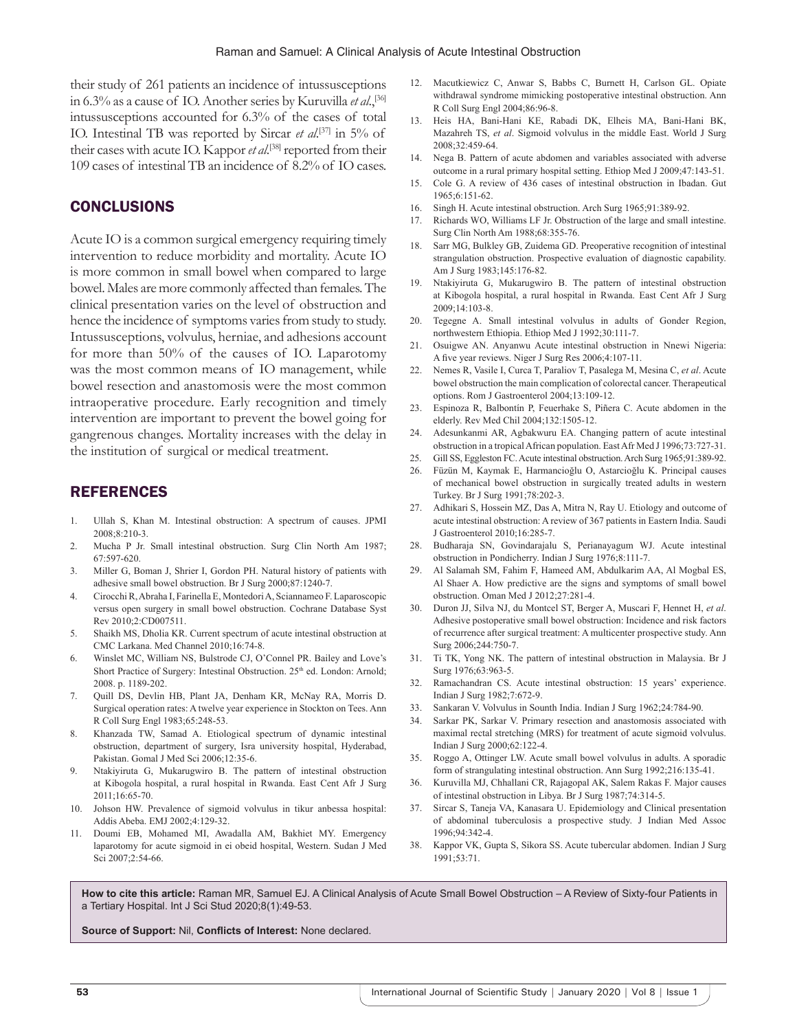their study of 261 patients an incidence of intussusceptions in 6.3% as a cause of IO. Another series by Kuruvilla *et al*.,[36] intussusceptions accounted for 6.3% of the cases of total IO. Intestinal TB was reported by Sircar *et al*.[37] in 5% of their cases with acute IO. Kappor *et al*.[38] reported from their 109 cases of intestinal TB an incidence of 8.2% of IO cases.

## CONCLUSIONS

Acute IO is a common surgical emergency requiring timely intervention to reduce morbidity and mortality. Acute IO is more common in small bowel when compared to large bowel. Males are more commonly affected than females. The clinical presentation varies on the level of obstruction and hence the incidence of symptoms varies from study to study. Intussusceptions, volvulus, herniae, and adhesions account for more than 50% of the causes of IO. Laparotomy was the most common means of IO management, while bowel resection and anastomosis were the most common intraoperative procedure. Early recognition and timely intervention are important to prevent the bowel going for gangrenous changes. Mortality increases with the delay in the institution of surgical or medical treatment.

## REFERENCES

1. Ullah S, Khan M. Intestinal obstruction: A spectrum of causes. JPMI 2008;8:210-3.
2. Mucha P Jr. Small intestinal obstruction. Surg Clin North Am 1987; 67:597-620.
3. Miller G, Boman J, Shrier I, Gordon PH. Natural history of patients with adhesive small bowel obstruction. Br J Surg 2000;87:1240-7.
4. Cirocchi R, Abraha I, Farinella E, Montedori A, Sciannameo F. Laparoscopic versus open surgery in small bowel obstruction. Cochrane Database Syst Rev 2010;2:CD007511.
5. Shaikh MS, Dholia KR. Current spectrum of acute intestinal obstruction at CMC Larkana. Med Channel 2010;16:74-8.
6. Winslet MC, William NS, Bulstrode CJ, O'Connel PR. Bailey and Love's Short Practice of Surgery: Intestinal Obstruction. 25th ed. London: Arnold; 2008. p. 1189-202.
7. Quill DS, Devlin HB, Plant JA, Denham KR, McNay RA, Morris D. Surgical operation rates: A twelve year experience in Stockton on Tees. Ann R Coll Surg Engl 1983;65:248-53.
8. Khanzada TW, Samad A. Etiological spectrum of dynamic intestinal obstruction, department of surgery, Isra university hospital, Hyderabad, Pakistan. Gomal J Med Sci 2006;12:35-6.
9. Ntakiyiruta G, Mukarugwiro B. The pattern of intestinal obstruction at Kibogola hospital, a rural hospital in Rwanda. East Cent Afr J Surg 2011;16:65-70.
10. Johson HW. Prevalence of sigmoid volvulus in tikur anbessa hospital: Addis Abeba. EMJ 2002;4:129-32.
11. Doumi EB, Mohamed MI, Awadalla AM, Bakhiet MY. Emergency laparotomy for acute sigmoid in ei obeid hospital, Western. Sudan J Med Sci 2007;2:54-66.
12. Macutkiewicz C, Anwar S, Babbs C, Burnett H, Carlson GL. Opiate withdrawal syndrome mimicking postoperative intestinal obstruction. Ann R Coll Surg Engl 2004;86:96-8.
13. Heis HA, Bani-Hani KE, Rabadi DK, Elheis MA, Bani-Hani BK, Mazahreh TS, *et al*. Sigmoid volvulus in the middle East. World J Surg 2008;32:459-64.
14. Nega B. Pattern of acute abdomen and variables associated with adverse outcome in a rural primary hospital setting. Ethiop Med J 2009;47:143-51.
15. Cole G. A review of 436 cases of intestinal obstruction in Ibadan. Gut 1965;6:151-62.
16. Singh H. Acute intestinal obstruction. Arch Surg 1965;91:389-92.
17. Richards WO, Williams LF Jr. Obstruction of the large and small intestine. Surg Clin North Am 1988;68:355-76.
18. Sarr MG, Bulkley GB, Zuidema GD. Preoperative recognition of intestinal strangulation obstruction. Prospective evaluation of diagnostic capability. Am J Surg 1983;145:176-82.
19. Ntakiyiruta G, Mukarugwiro B. The pattern of intestinal obstruction at Kibogola hospital, a rural hospital in Rwanda. East Cent Afr J Surg 2009;14:103-8.
20. Tegegne A. Small intestinal volvulus in adults of Gonder Region, northwestern Ethiopia. Ethiop Med J 1992;30:111-7.
21. Osuigwe AN. Anyanwu Acute intestinal obstruction in Nnewi Nigeria: A five year reviews. Niger J Surg Res 2006;4:107-11.
22. Nemes R, Vasile I, Curca T, Paraliov T, Pasalega M, Mesina C, *et al*. Acute bowel obstruction the main complication of colorectal cancer. Therapeutical options. Rom J Gastroenterol 2004;13:109-12.
23. Espinoza R, Balbontín P, Feuerhake S, Piñera C. Acute abdomen in the elderly. Rev Med Chil 2004;132:1505-12.
24. Adesunkanmi AR, Agbakwuru EA. Changing pattern of acute intestinal obstruction in a tropical African population. East Afr Med J 1996;73:727-31.
25. Gill SS, Eggleston FC. Acute intestinal obstruction. Arch Surg 1965;91:389-92.
26. Füzün M, Kaymak E, Harmancioğlu O, Astarcioğlu K. Principal causes of mechanical bowel obstruction in surgically treated adults in western Turkey. Br J Surg 1991;78:202-3.
27. Adhikari S, Hossein MZ, Das A, Mitra N, Ray U. Etiology and outcome of acute intestinal obstruction: A review of 367 patients in Eastern India. Saudi J Gastroenterol 2010;16:285-7.
28. Budharaja SN, Govindarajalu S, Perianayagum WJ. Acute intestinal obstruction in Pondicherry. Indian J Surg 1976;8:111-7.
29. Al Salamah SM, Fahim F, Hameed AM, Abdulkarim AA, Al Mogbal ES, Al Shaer A. How predictive are the signs and symptoms of small bowel obstruction. Oman Med J 2012;27:281-4.
30. Duron JJ, Silva NJ, du Montcel ST, Berger A, Muscari F, Hennet H, *et al*. Adhesive postoperative small bowel obstruction: Incidence and risk factors of recurrence after surgical treatment: A multicenter prospective study. Ann Surg 2006;244:750-7.
31. Ti TK, Yong NK. The pattern of intestinal obstruction in Malaysia. Br J Surg 1976;63:963-5.
32. Ramachandran CS. Acute intestinal obstruction: 15 years' experience. Indian J Surg 1982;7:672-9.
33. Sankaran V. Volvulus in Sounth India. Indian J Surg 1962;24:784-90.
34. Sarkar PK, Sarkar V. Primary resection and anastomosis associated with maximal rectal stretching (MRS) for treatment of acute sigmoid volvulus. Indian J Surg 2000;62:122-4.
35. Roggo A, Ottinger LW. Acute small bowel volvulus in adults. A sporadic form of strangulating intestinal obstruction. Ann Surg 1992;216:135-41.
36. Kuruvilla MJ, Chhallani CR, Rajagopal AK, Salem Rakas F. Major causes of intestinal obstruction in Libya. Br J Surg 1987;74:314-5.
37. Sircar S, Taneja VA, Kanasara U. Epidemiology and Clinical presentation of abdominal tuberculosis a prospective study. J Indian Med Assoc 1996;94:342-4.
38. Kappor VK, Gupta S, Sikora SS. Acute tubercular abdomen. Indian J Surg 1991;53:71.

**How to cite this article:** Raman MR, Samuel EJ. A Clinical Analysis of Acute Small Bowel Obstruction – A Review of Sixty-four Patients in a Tertiary Hospital. Int J Sci Stud 2020;8(1):49-53.

**Source of Support:** Nil, **Conflicts of Interest:** None declared.